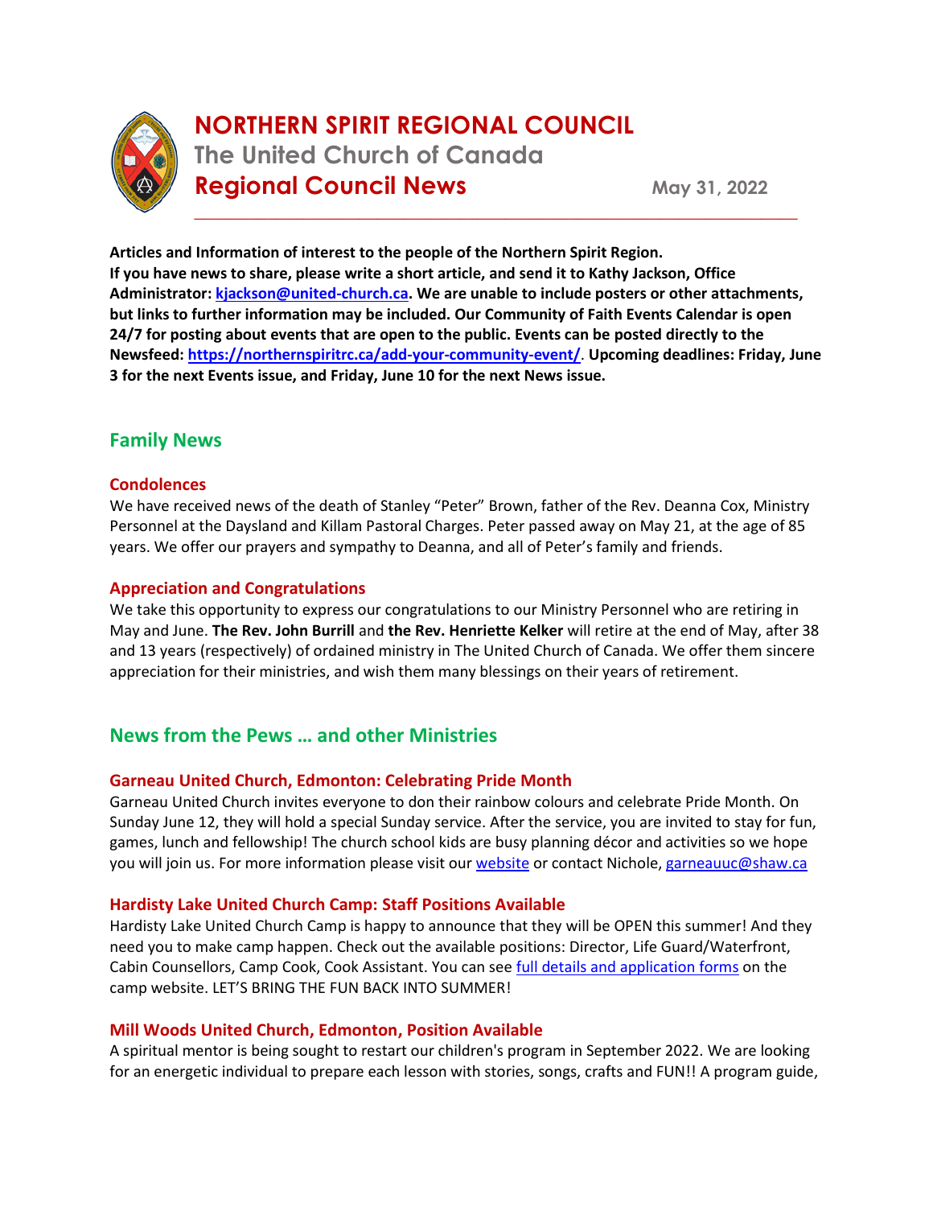# NORTHERN SPIRIT REGIONAL COUNCIL

**The United Church of Canada**

**Regional Council News** May 31, 2022

**Articles and Information of interest to the people of the Northern Spirit Region. If you have news to share, please write a short article, and send it to Kathy Jackson, Office Administrator: kjackson@united-church.ca. We are unable to include posters or other attachments, but links to further information may be included. Our Community of Faith Events Calendar is open 24/7 for posting about events that are open to the public. Events can be posted directly to the Newsfeed: https://northernspiritrc.ca/add-your-community-event/. Upcoming deadlines: Friday, June 3 for the next Events issue, and Friday, June 10 for the next News issue.**

## Family News

### Condolences

We have received news of the death of Stanley "Peter" Brown, father of the Rev. Deanna Cox, Ministry Personnel at the Daysland and Killam Pastoral Charges. Peter passed away on May 21, at the age of 85 years. We offer our prayers and sympathy to Deanna, and all of Peter's family and friends.

### Appreciation and Congratulations

We take this opportunity to express our congratulations to our Ministry Personnel who are retiring in May and June. **The Rev. John Burrill** and **the Rev. Henriette Kelker** will retire at the end of May, after 38 and 13 years (respectively) of ordained ministry in The United Church of Canada. We offer them sincere appreciation for their ministries, and wish them many blessings on their years of retirement.

## News from the Pews … and other Ministries

### Garneau United Church, Edmonton: Celebrating Pride Month

Garneau United Church invites everyone to don their rainbow colours and celebrate Pride Month. On Sunday June 12, they will hold a special Sunday service. After the service, you are invited to stay for fun, games, lunch and fellowship! The church school kids are busy planning décor and activities so we hope you will join us. For more information please visit our website or contact Nichole, garneauuc@shaw.ca

### Hardisty Lake United Church Camp: Staff Positions Available

Hardisty Lake United Church Camp is happy to announce that they will be OPEN this summer! And they need you to make camp happen. Check out the available positions: Director, Life Guard/Waterfront, Cabin Counsellors, Camp Cook, Cook Assistant. You can see full details and application forms on the camp website. LET'S BRING THE FUN BACK INTO SUMMER!

### Mill Woods United Church, Edmonton, Position Available

A spiritual mentor is being sought to restart our children's program in September 2022. We are looking for an energetic individual to prepare each lesson with stories, songs, crafts and FUN!! A program guide,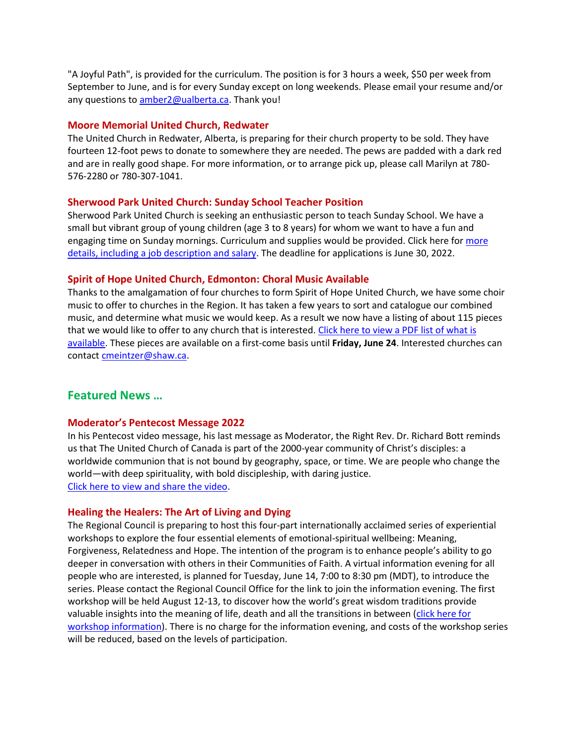"A Joyful Path", is provided for the curriculum. The position is for 3 hours a week, $50 per week from September to June, and is for every Sunday except on long weekends. Please email your resume and/or any questions to amber2@ualberta.ca. Thank you!

### Moore Memorial United Church, Redwater

The United Church in Redwater, Alberta, is preparing for their church property to be sold. They have fourteen 12-foot pews to donate to somewhere they are needed. The pews are padded with a dark red and are in really good shape. For more information, or to arrange pick up, please call Marilyn at 780-576-2280 or 780-307-1041.

### Sherwood Park United Church: Sunday School Teacher Position

Sherwood Park United Church is seeking an enthusiastic person to teach Sunday School. We have a small but vibrant group of young children (age 3 to 8 years) for whom we want to have a fun and engaging time on Sunday mornings. Curriculum and supplies would be provided. Click here for more details, including a job description and salary. The deadline for applications is June 30, 2022.

### Spirit of Hope United Church, Edmonton: Choral Music Available

Thanks to the amalgamation of four churches to form Spirit of Hope United Church, we have some choir music to offer to churches in the Region. It has taken a few years to sort and catalogue our combined music, and determine what music we would keep. As a result we now have a listing of about 115 pieces that we would like to offer to any church that is interested. Click here to view a PDF list of what is available. These pieces are available on a first-come basis until **Friday, June 24**. Interested churches can contact cmeintzer@shaw.ca.

## Featured News …

### Moderator's Pentecost Message 2022

In his Pentecost video message, his last message as Moderator, the Right Rev. Dr. Richard Bott reminds us that The United Church of Canada is part of the 2000-year community of Christ's disciples: a worldwide communion that is not bound by geography, space, or time. We are people who change the world—with deep spirituality, with bold discipleship, with daring justice.
Click here to view and share the video.

### Healing the Healers: The Art of Living and Dying

The Regional Council is preparing to host this four-part internationally acclaimed series of experiential workshops to explore the four essential elements of emotional-spiritual wellbeing: Meaning, Forgiveness, Relatedness and Hope. The intention of the program is to enhance people's ability to go deeper in conversation with others in their Communities of Faith. A virtual information evening for all people who are interested, is planned for Tuesday, June 14, 7:00 to 8:30 pm (MDT), to introduce the series. Please contact the Regional Council Office for the link to join the information evening. The first workshop will be held August 12-13, to discover how the world's great wisdom traditions provide valuable insights into the meaning of life, death and all the transitions in between (click here for workshop information). There is no charge for the information evening, and costs of the workshop series will be reduced, based on the levels of participation.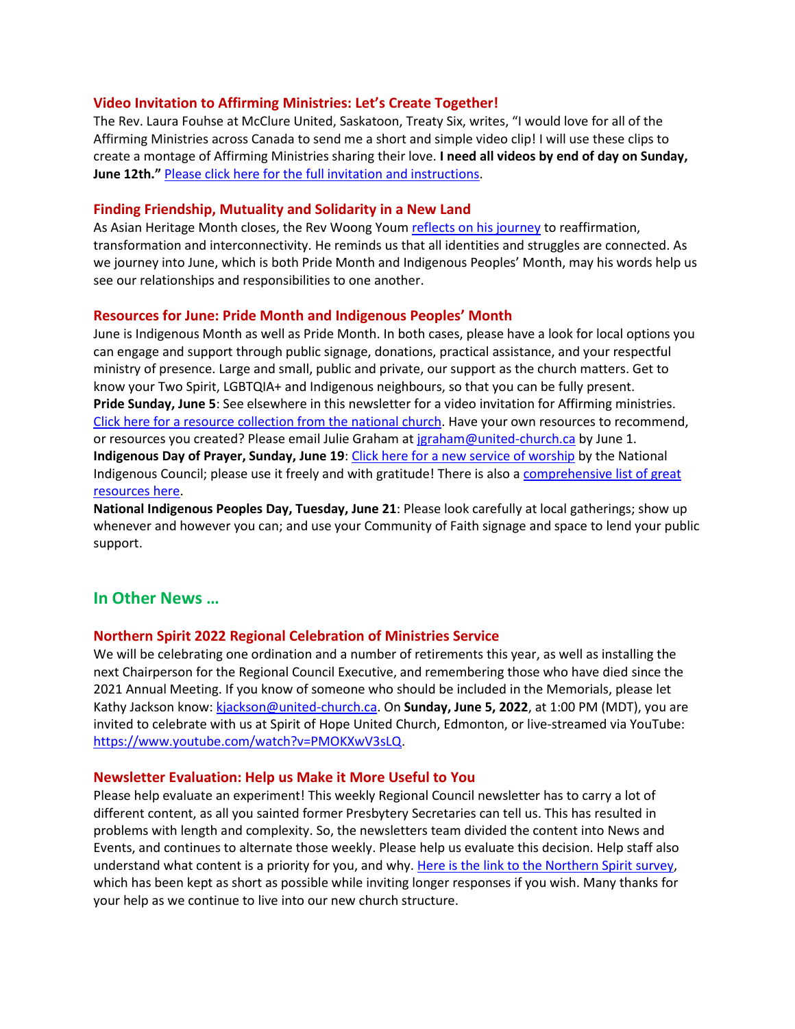### Video Invitation to Affirming Ministries: Let's Create Together!

The Rev. Laura Fouhse at McClure United, Saskatoon, Treaty Six, writes, "I would love for all of the Affirming Ministries across Canada to send me a short and simple video clip! I will use these clips to create a montage of Affirming Ministries sharing their love. **I need all videos by end of day on Sunday, June 12th."** Please click here for the full invitation and instructions.

### Finding Friendship, Mutuality and Solidarity in a New Land

As Asian Heritage Month closes, the Rev Woong Youm reflects on his journey to reaffirmation, transformation and interconnectivity. He reminds us that all identities and struggles are connected. As we journey into June, which is both Pride Month and Indigenous Peoples' Month, may his words help us see our relationships and responsibilities to one another.

### Resources for June: Pride Month and Indigenous Peoples' Month

June is Indigenous Month as well as Pride Month. In both cases, please have a look for local options you can engage and support through public signage, donations, practical assistance, and your respectful ministry of presence. Large and small, public and private, our support as the church matters. Get to know your Two Spirit, LGBTQIA+ and Indigenous neighbours, so that you can be fully present.

**Pride Sunday, June 5**: See elsewhere in this newsletter for a video invitation for Affirming ministries. Click here for a resource collection from the national church. Have your own resources to recommend, or resources you created? Please email Julie Graham at jgraham@united-church.ca by June 1.

**Indigenous Day of Prayer, Sunday, June 19**: Click here for a new service of worship by the National Indigenous Council; please use it freely and with gratitude! There is also a comprehensive list of great resources here.

**National Indigenous Peoples Day, Tuesday, June 21**: Please look carefully at local gatherings; show up whenever and however you can; and use your Community of Faith signage and space to lend your public support.

## In Other News …

### Northern Spirit 2022 Regional Celebration of Ministries Service

We will be celebrating one ordination and a number of retirements this year, as well as installing the next Chairperson for the Regional Council Executive, and remembering those who have died since the 2021 Annual Meeting. If you know of someone who should be included in the Memorials, please let Kathy Jackson know: kjackson@united-church.ca. On **Sunday, June 5, 2022**, at 1:00 PM (MDT), you are invited to celebrate with us at Spirit of Hope United Church, Edmonton, or live-streamed via YouTube: https://www.youtube.com/watch?v=PMOKXwV3sLQ.

### Newsletter Evaluation: Help us Make it More Useful to You

Please help evaluate an experiment! This weekly Regional Council newsletter has to carry a lot of different content, as all you sainted former Presbytery Secretaries can tell us. This has resulted in problems with length and complexity. So, the newsletters team divided the content into News and Events, and continues to alternate those weekly. Please help us evaluate this decision. Help staff also understand what content is a priority for you, and why. Here is the link to the Northern Spirit survey, which has been kept as short as possible while inviting longer responses if you wish. Many thanks for your help as we continue to live into our new church structure.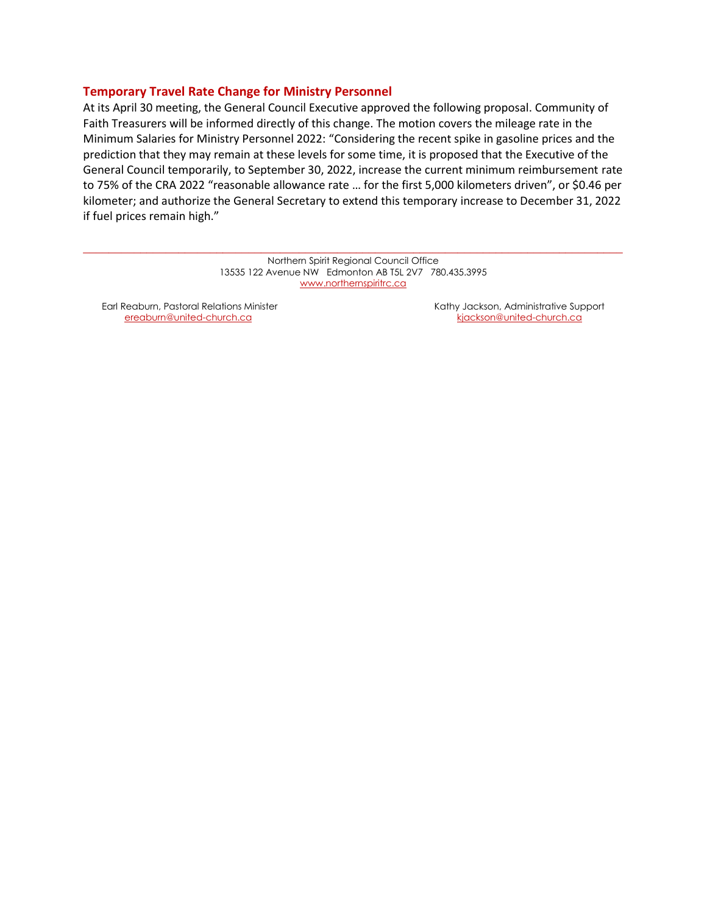## Temporary Travel Rate Change for Ministry Personnel

At its April 30 meeting, the General Council Executive approved the following proposal. Community of Faith Treasurers will be informed directly of this change. The motion covers the mileage rate in the Minimum Salaries for Ministry Personnel 2022: "Considering the recent spike in gasoline prices and the prediction that they may remain at these levels for some time, it is proposed that the Executive of the General Council temporarily, to September 30, 2022, increase the current minimum reimbursement rate to 75% of the CRA 2022 "reasonable allowance rate … for the first 5,000 kilometers driven", or $0.46 per kilometer; and authorize the General Secretary to extend this temporary increase to December 31, 2022 if fuel prices remain high."

---

Northern Spirit Regional Council Office
13535 122 Avenue NW Edmonton AB T5L 2V7 780.435.3995
www.northernspiritrc.ca

Earl Reaburn, Pastoral Relations Minister
ereaburn@united-church.ca

Kathy Jackson, Administrative Support
kjackson@united-church.ca